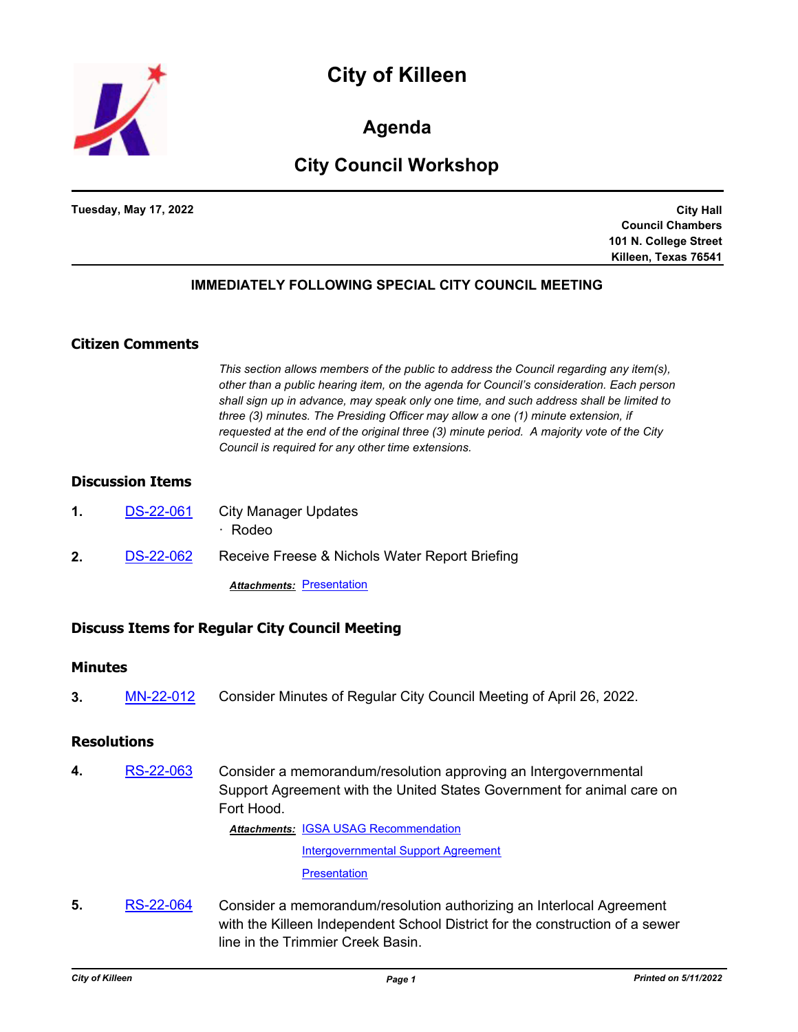# City of Killeen

## Agenda

## City Council Workshop

**Tuesday, May 17, 2022**

**City Hall**
**Council Chambers**
**101 N. College Street**
**Killeen, Texas 76541**

**IMMEDIATELY FOLLOWING SPECIAL CITY COUNCIL MEETING**

### Citizen Comments

*This section allows members of the public to address the Council regarding any item(s), other than a public hearing item, on the agenda for Council's consideration. Each person shall sign up in advance, may speak only one time, and such address shall be limited to three (3) minutes. The Presiding Officer may allow a one (1) minute extension, if requested at the end of the original three (3) minute period. A majority vote of the City Council is required for any other time extensions.*

### Discussion Items

**1.** DS-22-061 City Manager Updates
- Rodeo

**2.** DS-22-062 Receive Freese & Nichols Water Report Briefing

***Attachments:*** Presentation

### Discuss Items for Regular City Council Meeting

### Minutes

**3.** MN-22-012 Consider Minutes of Regular City Council Meeting of April 26, 2022.

### Resolutions

**4.** RS-22-063 Consider a memorandum/resolution approving an Intergovernmental Support Agreement with the United States Government for animal care on Fort Hood.

***Attachments:*** IGSA USAG Recommendation
Intergovernmental Support Agreement
Presentation

**5.** RS-22-064 Consider a memorandum/resolution authorizing an Interlocal Agreement with the Killeen Independent School District for the construction of a sewer line in the Trimmier Creek Basin.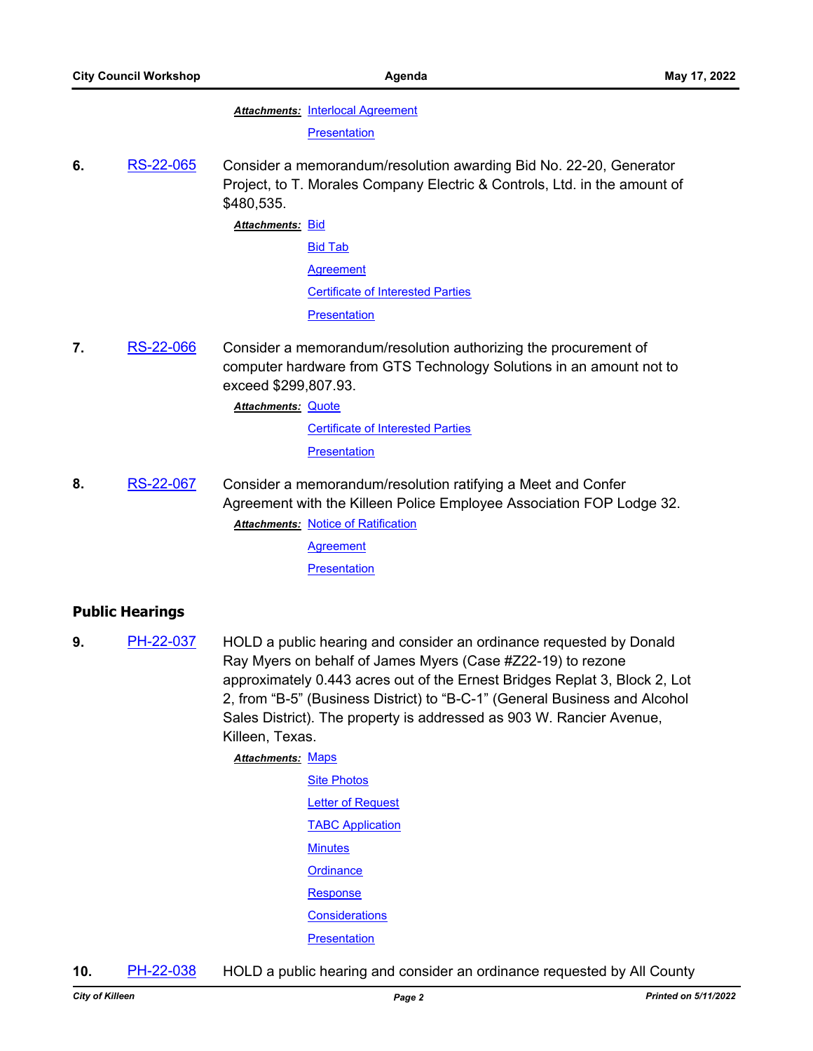***Attachments:*** Interlocal Agreement

Presentation

**6.** RS-22-065 Consider a memorandum/resolution awarding Bid No. 22-20, Generator Project, to T. Morales Company Electric & Controls, Ltd. in the amount of $480,535.

***Attachments:*** Bid

Bid Tab

Agreement

Certificate of Interested Parties

Presentation

**7.** RS-22-066 Consider a memorandum/resolution authorizing the procurement of computer hardware from GTS Technology Solutions in an amount not to exceed $299,807.93.

***Attachments:*** Quote

Certificate of Interested Parties

Presentation

**8.** RS-22-067 Consider a memorandum/resolution ratifying a Meet and Confer Agreement with the Killeen Police Employee Association FOP Lodge 32.

***Attachments:*** Notice of Ratification

Agreement

Presentation

## Public Hearings

**9.** PH-22-037 HOLD a public hearing and consider an ordinance requested by Donald Ray Myers on behalf of James Myers (Case #Z22-19) to rezone approximately 0.443 acres out of the Ernest Bridges Replat 3, Block 2, Lot 2, from “B-5” (Business District) to “B-C-1” (General Business and Alcohol Sales District). The property is addressed as 903 W. Rancier Avenue, Killeen, Texas.

***Attachments:*** Maps

Site Photos

Letter of Request

TABC Application

Minutes

Ordinance

Response

Considerations

Presentation

**10.** PH-22-038 HOLD a public hearing and consider an ordinance requested by All County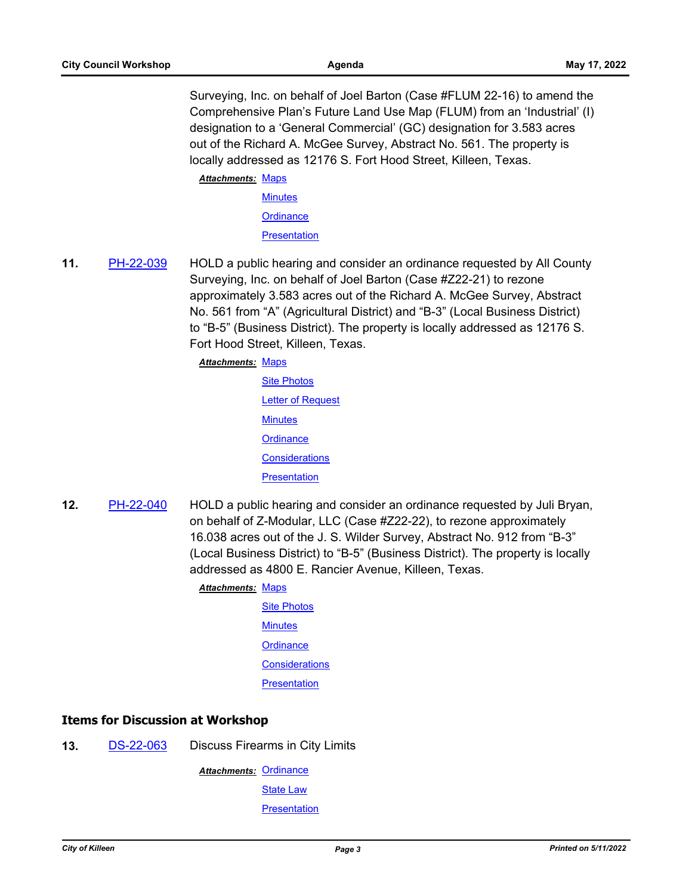Surveying, Inc. on behalf of Joel Barton (Case #FLUM 22-16) to amend the Comprehensive Plan's Future Land Use Map (FLUM) from an 'Industrial' (I) designation to a 'General Commercial' (GC) designation for 3.583 acres out of the Richard A. McGee Survey, Abstract No. 561. The property is locally addressed as 12176 S. Fort Hood Street, Killeen, Texas.

***Attachments:*** Maps
Minutes
Ordinance
Presentation

**11.** PH-22-039 HOLD a public hearing and consider an ordinance requested by All County Surveying, Inc. on behalf of Joel Barton (Case #Z22-21) to rezone approximately 3.583 acres out of the Richard A. McGee Survey, Abstract No. 561 from "A" (Agricultural District) and "B-3" (Local Business District) to "B-5" (Business District). The property is locally addressed as 12176 S. Fort Hood Street, Killeen, Texas.

***Attachments:*** Maps
Site Photos
Letter of Request
Minutes
Ordinance
Considerations
Presentation

**12.** PH-22-040 HOLD a public hearing and consider an ordinance requested by Juli Bryan, on behalf of Z-Modular, LLC (Case #Z22-22), to rezone approximately 16.038 acres out of the J. S. Wilder Survey, Abstract No. 912 from "B-3" (Local Business District) to "B-5" (Business District). The property is locally addressed as 4800 E. Rancier Avenue, Killeen, Texas.

***Attachments:*** Maps
Site Photos
Minutes
Ordinance
Considerations
Presentation

## Items for Discussion at Workshop

**13.** DS-22-063 Discuss Firearms in City Limits

***Attachments:*** Ordinance
State Law
Presentation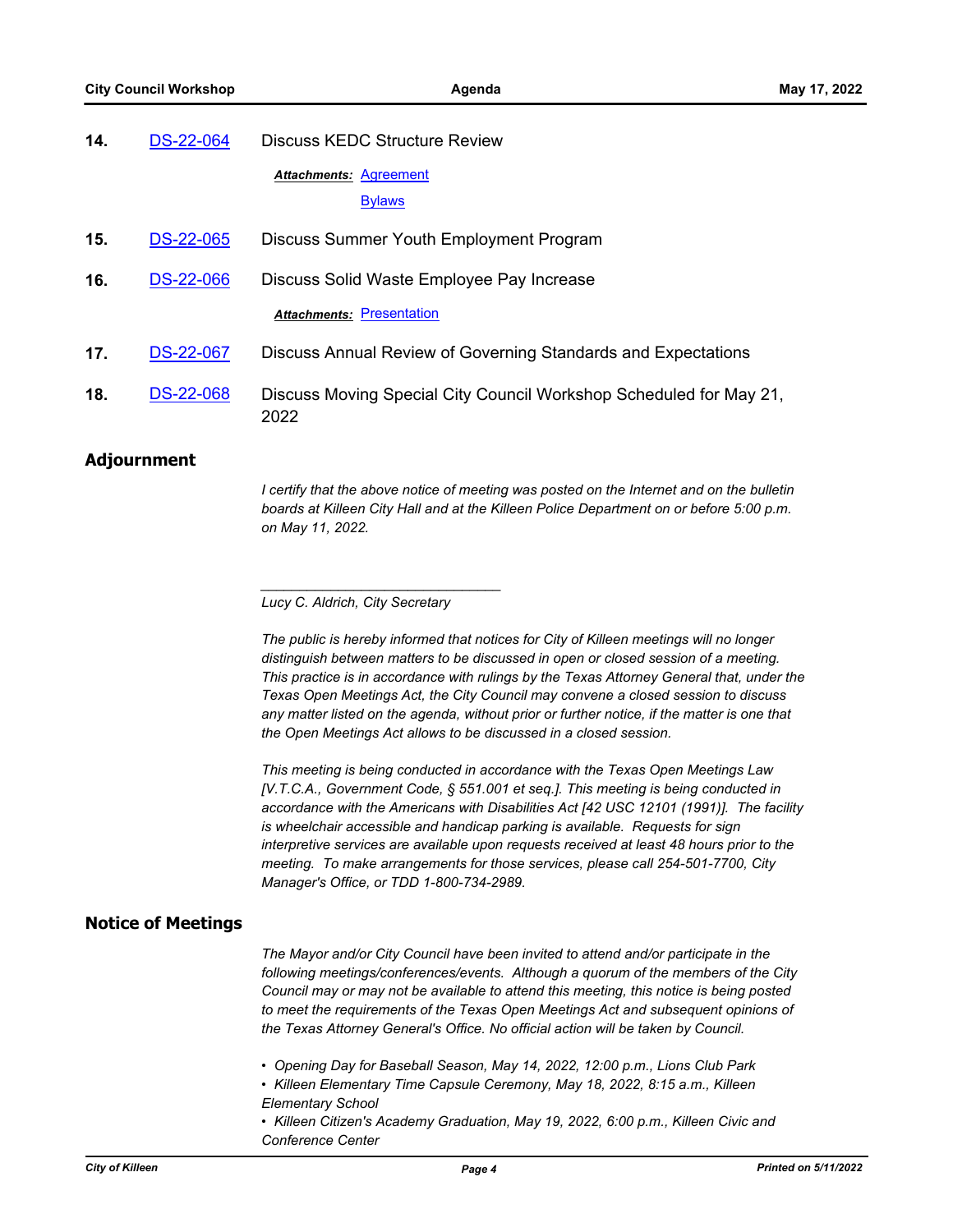**14.** DS-22-064 Discuss KEDC Structure Review

***Attachments:*** Agreement

Bylaws

**15.** DS-22-065 Discuss Summer Youth Employment Program

**16.** DS-22-066 Discuss Solid Waste Employee Pay Increase

***Attachments:*** Presentation

**17.** DS-22-067 Discuss Annual Review of Governing Standards and Expectations

**18.** DS-22-068 Discuss Moving Special City Council Workshop Scheduled for May 21, 2022

## Adjournment

*I certify that the above notice of meeting was posted on the Internet and on the bulletin boards at Killeen City Hall and at the Killeen Police Department on or before 5:00 p.m. on May 11, 2022.*

_______________________________

*Lucy C. Aldrich, City Secretary*

*The public is hereby informed that notices for City of Killeen meetings will no longer distinguish between matters to be discussed in open or closed session of a meeting. This practice is in accordance with rulings by the Texas Attorney General that, under the Texas Open Meetings Act, the City Council may convene a closed session to discuss any matter listed on the agenda, without prior or further notice, if the matter is one that the Open Meetings Act allows to be discussed in a closed session.*

*This meeting is being conducted in accordance with the Texas Open Meetings Law [V.T.C.A., Government Code, § 551.001 et seq.]. This meeting is being conducted in accordance with the Americans with Disabilities Act [42 USC 12101 (1991)]. The facility is wheelchair accessible and handicap parking is available. Requests for sign interpretive services are available upon requests received at least 48 hours prior to the meeting. To make arrangements for those services, please call 254-501-7700, City Manager's Office, or TDD 1-800-734-2989.*

## Notice of Meetings

*The Mayor and/or City Council have been invited to attend and/or participate in the following meetings/conferences/events. Although a quorum of the members of the City Council may or may not be available to attend this meeting, this notice is being posted to meet the requirements of the Texas Open Meetings Act and subsequent opinions of the Texas Attorney General's Office. No official action will be taken by Council.*

- *Opening Day for Baseball Season, May 14, 2022, 12:00 p.m., Lions Club Park*
- *Killeen Elementary Time Capsule Ceremony, May 18, 2022, 8:15 a.m., Killeen Elementary School*
- *Killeen Citizen's Academy Graduation, May 19, 2022, 6:00 p.m., Killeen Civic and Conference Center*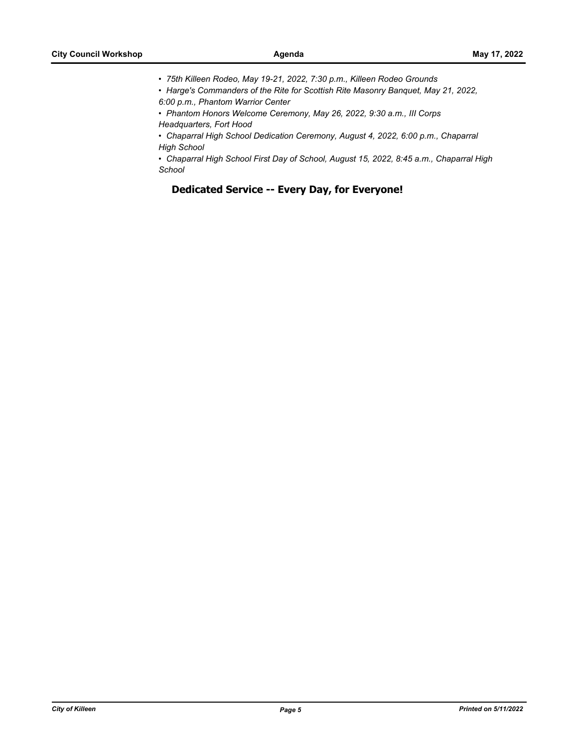- *75th Killeen Rodeo, May 19-21, 2022, 7:30 p.m., Killeen Rodeo Grounds*
- *Harge's Commanders of the Rite for Scottish Rite Masonry Banquet, May 21, 2022, 6:00 p.m., Phantom Warrior Center*
- *Phantom Honors Welcome Ceremony, May 26, 2022, 9:30 a.m., III Corps Headquarters, Fort Hood*
- *Chaparral High School Dedication Ceremony, August 4, 2022, 6:00 p.m., Chaparral High School*
- *Chaparral High School First Day of School, August 15, 2022, 8:45 a.m., Chaparral High School*

**Dedicated Service -- Every Day, for Everyone!**